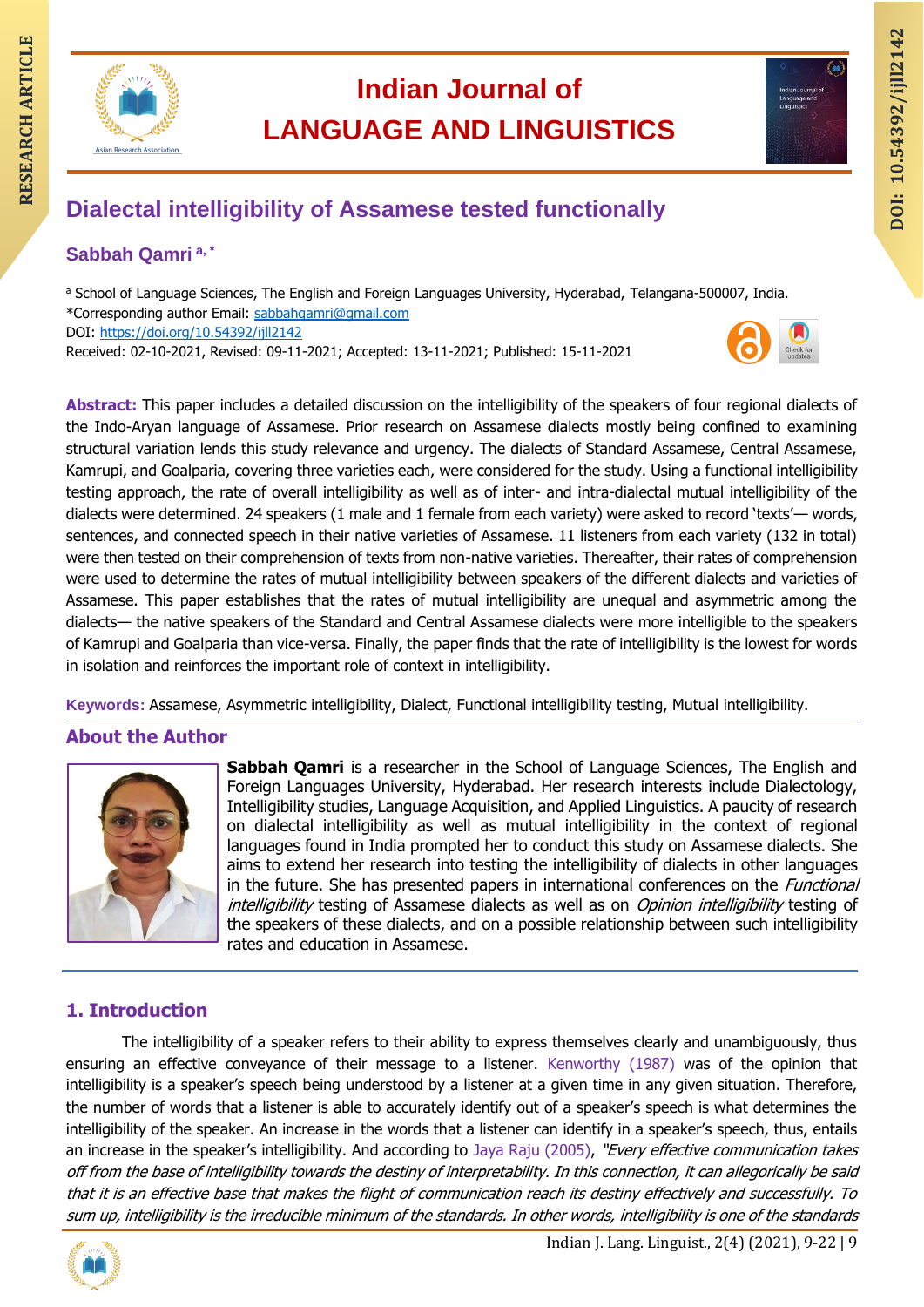# Dialectal intelligibility of Assamese tested functionally

**Sabbah Qamri** [a, *]

[a] School of Language Sciences, The English and Foreign Languages University, Hyderabad, Telangana-500007, India.
*Corresponding author Email: sabbahqamri@gmail.com
DOI: https://doi.org/10.54392/ijll2142
Received: 02-10-2021, Revised: 09-11-2021; Accepted: 13-11-2021; Published: 15-11-2021

**Abstract:** This paper includes a detailed discussion on the intelligibility of the speakers of four regional dialects of the Indo-Aryan language of Assamese. Prior research on Assamese dialects mostly being confined to examining structural variation lends this study relevance and urgency. The dialects of Standard Assamese, Central Assamese, Kamrupi, and Goalparia, covering three varieties each, were considered for the study. Using a functional intelligibility testing approach, the rate of overall intelligibility as well as of inter- and intra-dialectal mutual intelligibility of the dialects were determined. 24 speakers (1 male and 1 female from each variety) were asked to record 'texts'— words, sentences, and connected speech in their native varieties of Assamese. 11 listeners from each variety (132 in total) were then tested on their comprehension of texts from non-native varieties. Thereafter, their rates of comprehension were used to determine the rates of mutual intelligibility between speakers of the different dialects and varieties of Assamese. This paper establishes that the rates of mutual intelligibility are unequal and asymmetric among the dialects— the native speakers of the Standard and Central Assamese dialects were more intelligible to the speakers of Kamrupi and Goalparia than vice-versa. Finally, the paper finds that the rate of intelligibility is the lowest for words in isolation and reinforces the important role of context in intelligibility.

**Keywords:** Assamese, Asymmetric intelligibility, Dialect, Functional intelligibility testing, Mutual intelligibility.

## About the Author

**Sabbah Qamri** is a researcher in the School of Language Sciences, The English and Foreign Languages University, Hyderabad. Her research interests include Dialectology, Intelligibility studies, Language Acquisition, and Applied Linguistics. A paucity of research on dialectal intelligibility as well as mutual intelligibility in the context of regional languages found in India prompted her to conduct this study on Assamese dialects. She aims to extend her research into testing the intelligibility of dialects in other languages in the future. She has presented papers in international conferences on the *Functional intelligibility* testing of Assamese dialects as well as on *Opinion intelligibility* testing of the speakers of these dialects, and on a possible relationship between such intelligibility rates and education in Assamese.

## 1. Introduction

The intelligibility of a speaker refers to their ability to express themselves clearly and unambiguously, thus ensuring an effective conveyance of their message to a listener. Kenworthy (1987) was of the opinion that intelligibility is a speaker's speech being understood by a listener at a given time in any given situation. Therefore, the number of words that a listener is able to accurately identify out of a speaker's speech is what determines the intelligibility of the speaker. An increase in the words that a listener can identify in a speaker's speech, thus, entails an increase in the speaker's intelligibility. And according to Jaya Raju (2005), *"Every effective communication takes off from the base of intelligibility towards the destiny of interpretability. In this connection, it can allegorically be said that it is an effective base that makes the flight of communication reach its destiny effectively and successfully. To sum up, intelligibility is the irreducible minimum of the standards. In other words, intelligibility is one of the standards*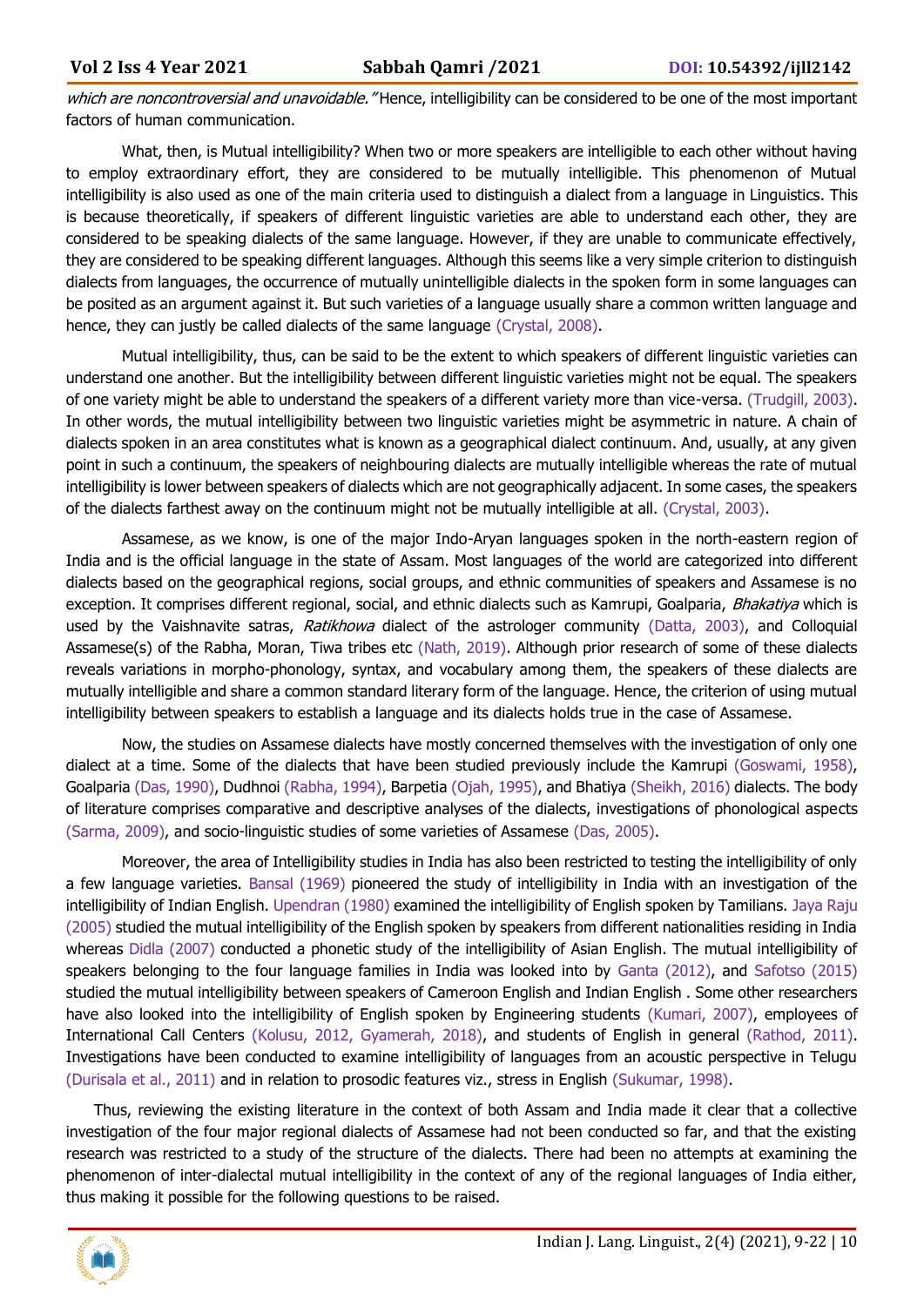*which are noncontroversial and unavoidable."* Hence, intelligibility can be considered to be one of the most important factors of human communication.

What, then, is Mutual intelligibility? When two or more speakers are intelligible to each other without having to employ extraordinary effort, they are considered to be mutually intelligible. This phenomenon of Mutual intelligibility is also used as one of the main criteria used to distinguish a dialect from a language in Linguistics. This is because theoretically, if speakers of different linguistic varieties are able to understand each other, they are considered to be speaking dialects of the same language. However, if they are unable to communicate effectively, they are considered to be speaking different languages. Although this seems like a very simple criterion to distinguish dialects from languages, the occurrence of mutually unintelligible dialects in the spoken form in some languages can be posited as an argument against it. But such varieties of a language usually share a common written language and hence, they can justly be called dialects of the same language (Crystal, 2008).

Mutual intelligibility, thus, can be said to be the extent to which speakers of different linguistic varieties can understand one another. But the intelligibility between different linguistic varieties might not be equal. The speakers of one variety might be able to understand the speakers of a different variety more than vice-versa. (Trudgill, 2003). In other words, the mutual intelligibility between two linguistic varieties might be asymmetric in nature. A chain of dialects spoken in an area constitutes what is known as a geographical dialect continuum. And, usually, at any given point in such a continuum, the speakers of neighbouring dialects are mutually intelligible whereas the rate of mutual intelligibility is lower between speakers of dialects which are not geographically adjacent. In some cases, the speakers of the dialects farthest away on the continuum might not be mutually intelligible at all. (Crystal, 2003).

Assamese, as we know, is one of the major Indo-Aryan languages spoken in the north-eastern region of India and is the official language in the state of Assam. Most languages of the world are categorized into different dialects based on the geographical regions, social groups, and ethnic communities of speakers and Assamese is no exception. It comprises different regional, social, and ethnic dialects such as Kamrupi, Goalparia, *Bhakatiya* which is used by the Vaishnavite satras, *Ratikhowa* dialect of the astrologer community (Datta, 2003), and Colloquial Assamese(s) of the Rabha, Moran, Tiwa tribes etc (Nath, 2019). Although prior research of some of these dialects reveals variations in morpho-phonology, syntax, and vocabulary among them, the speakers of these dialects are mutually intelligible and share a common standard literary form of the language. Hence, the criterion of using mutual intelligibility between speakers to establish a language and its dialects holds true in the case of Assamese.

Now, the studies on Assamese dialects have mostly concerned themselves with the investigation of only one dialect at a time. Some of the dialects that have been studied previously include the Kamrupi (Goswami, 1958), Goalparia (Das, 1990), Dudhnoi (Rabha, 1994), Barpetia (Ojah, 1995), and Bhatiya (Sheikh, 2016) dialects. The body of literature comprises comparative and descriptive analyses of the dialects, investigations of phonological aspects (Sarma, 2009), and socio-linguistic studies of some varieties of Assamese (Das, 2005).

Moreover, the area of Intelligibility studies in India has also been restricted to testing the intelligibility of only a few language varieties. Bansal (1969) pioneered the study of intelligibility in India with an investigation of the intelligibility of Indian English. Upendran (1980) examined the intelligibility of English spoken by Tamilians. Jaya Raju (2005) studied the mutual intelligibility of the English spoken by speakers from different nationalities residing in India whereas Didla (2007) conducted a phonetic study of the intelligibility of Asian English. The mutual intelligibility of speakers belonging to the four language families in India was looked into by Ganta (2012), and Safotso (2015) studied the mutual intelligibility between speakers of Cameroon English and Indian English . Some other researchers have also looked into the intelligibility of English spoken by Engineering students (Kumari, 2007), employees of International Call Centers (Kolusu, 2012, Gyamerah, 2018), and students of English in general (Rathod, 2011). Investigations have been conducted to examine intelligibility of languages from an acoustic perspective in Telugu (Durisala et al., 2011) and in relation to prosodic features viz., stress in English (Sukumar, 1998).

Thus, reviewing the existing literature in the context of both Assam and India made it clear that a collective investigation of the four major regional dialects of Assamese had not been conducted so far, and that the existing research was restricted to a study of the structure of the dialects. There had been no attempts at examining the phenomenon of inter-dialectal mutual intelligibility in the context of any of the regional languages of India either, thus making it possible for the following questions to be raised.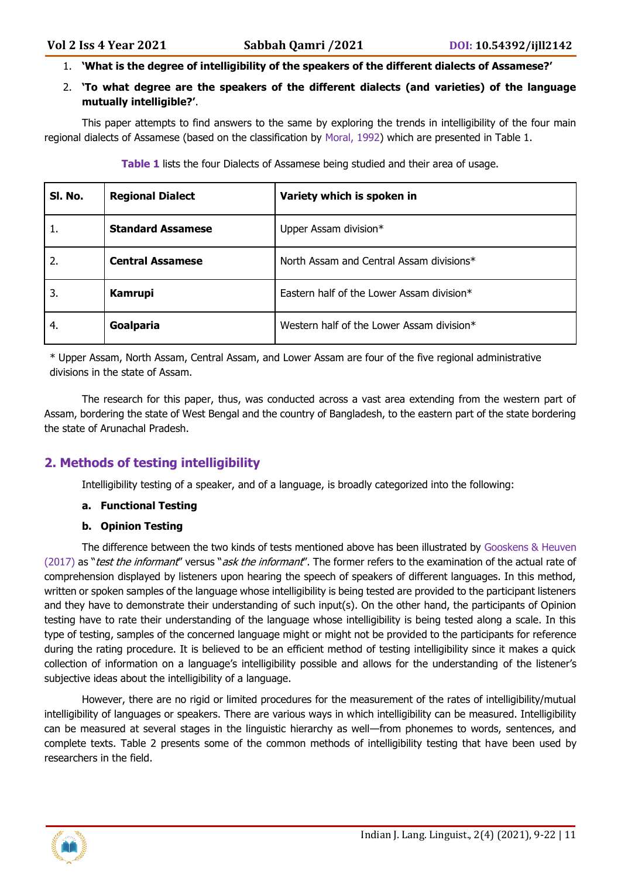1. **'What is the degree of intelligibility of the speakers of the different dialects of Assamese?'**
2. **'To what degree are the speakers of the different dialects (and varieties) of the language mutually intelligible?'**.

This paper attempts to find answers to the same by exploring the trends in intelligibility of the four main regional dialects of Assamese (based on the classification by Moral, 1992) which are presented in Table 1.

**Table 1** lists the four Dialects of Assamese being studied and their area of usage.

| Sl. No. | Regional Dialect | Variety which is spoken in |
|---|---|---|
| 1. | **Standard Assamese** | Upper Assam division* |
| 2. | **Central Assamese** | North Assam and Central Assam divisions* |
| 3. | **Kamrupi** | Eastern half of the Lower Assam division* |
| 4. | **Goalparia** | Western half of the Lower Assam division* |

\* Upper Assam, North Assam, Central Assam, and Lower Assam are four of the five regional administrative divisions in the state of Assam.

The research for this paper, thus, was conducted across a vast area extending from the western part of Assam, bordering the state of West Bengal and the country of Bangladesh, to the eastern part of the state bordering the state of Arunachal Pradesh.

## 2. Methods of testing intelligibility

Intelligibility testing of a speaker, and of a language, is broadly categorized into the following:

**a. Functional Testing**

**b. Opinion Testing**

The difference between the two kinds of tests mentioned above has been illustrated by Gooskens & Heuven (2017) as "*test the informant*" versus "*ask the informant*". The former refers to the examination of the actual rate of comprehension displayed by listeners upon hearing the speech of speakers of different languages. In this method, written or spoken samples of the language whose intelligibility is being tested are provided to the participant listeners and they have to demonstrate their understanding of such input(s). On the other hand, the participants of Opinion testing have to rate their understanding of the language whose intelligibility is being tested along a scale. In this type of testing, samples of the concerned language might or might not be provided to the participants for reference during the rating procedure. It is believed to be an efficient method of testing intelligibility since it makes a quick collection of information on a language's intelligibility possible and allows for the understanding of the listener's subjective ideas about the intelligibility of a language.

However, there are no rigid or limited procedures for the measurement of the rates of intelligibility/mutual intelligibility of languages or speakers. There are various ways in which intelligibility can be measured. Intelligibility can be measured at several stages in the linguistic hierarchy as well—from phonemes to words, sentences, and complete texts. Table 2 presents some of the common methods of intelligibility testing that have been used by researchers in the field.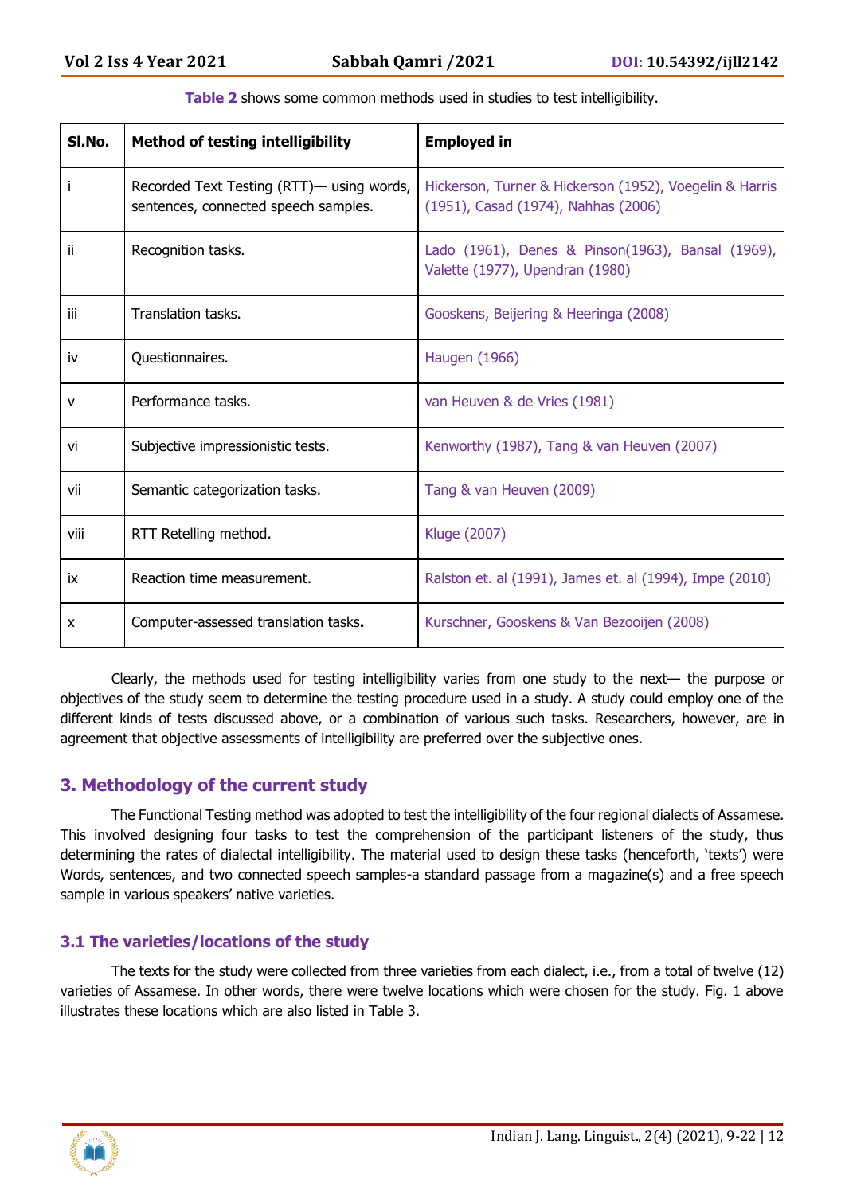**Table 2** shows some common methods used in studies to test intelligibility.

| Sl.No. | Method of testing intelligibility | Employed in |
|---|---|---|
| i | Recorded Text Testing (RTT)— using words, sentences, connected speech samples. | Hickerson, Turner & Hickerson (1952), Voegelin & Harris (1951), Casad (1974), Nahhas (2006) |
| ii | Recognition tasks. | Lado (1961), Denes & Pinson(1963), Bansal (1969), Valette (1977), Upendran (1980) |
| iii | Translation tasks. | Gooskens, Beijering & Heeringa (2008) |
| iv | Questionnaires. | Haugen (1966) |
| v | Performance tasks. | van Heuven & de Vries (1981) |
| vi | Subjective impressionistic tests. | Kenworthy (1987), Tang & van Heuven (2007) |
| vii | Semantic categorization tasks. | Tang & van Heuven (2009) |
| viii | RTT Retelling method. | Kluge (2007) |
| ix | Reaction time measurement. | Ralston et. al (1991), James et. al (1994), Impe (2010) |
| x | Computer-assessed translation tasks. | Kurschner, Gooskens & Van Bezooijen (2008) |

Clearly, the methods used for testing intelligibility varies from one study to the next— the purpose or objectives of the study seem to determine the testing procedure used in a study. A study could employ one of the different kinds of tests discussed above, or a combination of various such tasks. Researchers, however, are in agreement that objective assessments of intelligibility are preferred over the subjective ones.

## 3. Methodology of the current study

The Functional Testing method was adopted to test the intelligibility of the four regional dialects of Assamese. This involved designing four tasks to test the comprehension of the participant listeners of the study, thus determining the rates of dialectal intelligibility. The material used to design these tasks (henceforth, 'texts') were Words, sentences, and two connected speech samples-a standard passage from a magazine(s) and a free speech sample in various speakers' native varieties.

### 3.1 The varieties/locations of the study

The texts for the study were collected from three varieties from each dialect, i.e., from a total of twelve (12) varieties of Assamese. In other words, there were twelve locations which were chosen for the study. Fig. 1 above illustrates these locations which are also listed in Table 3.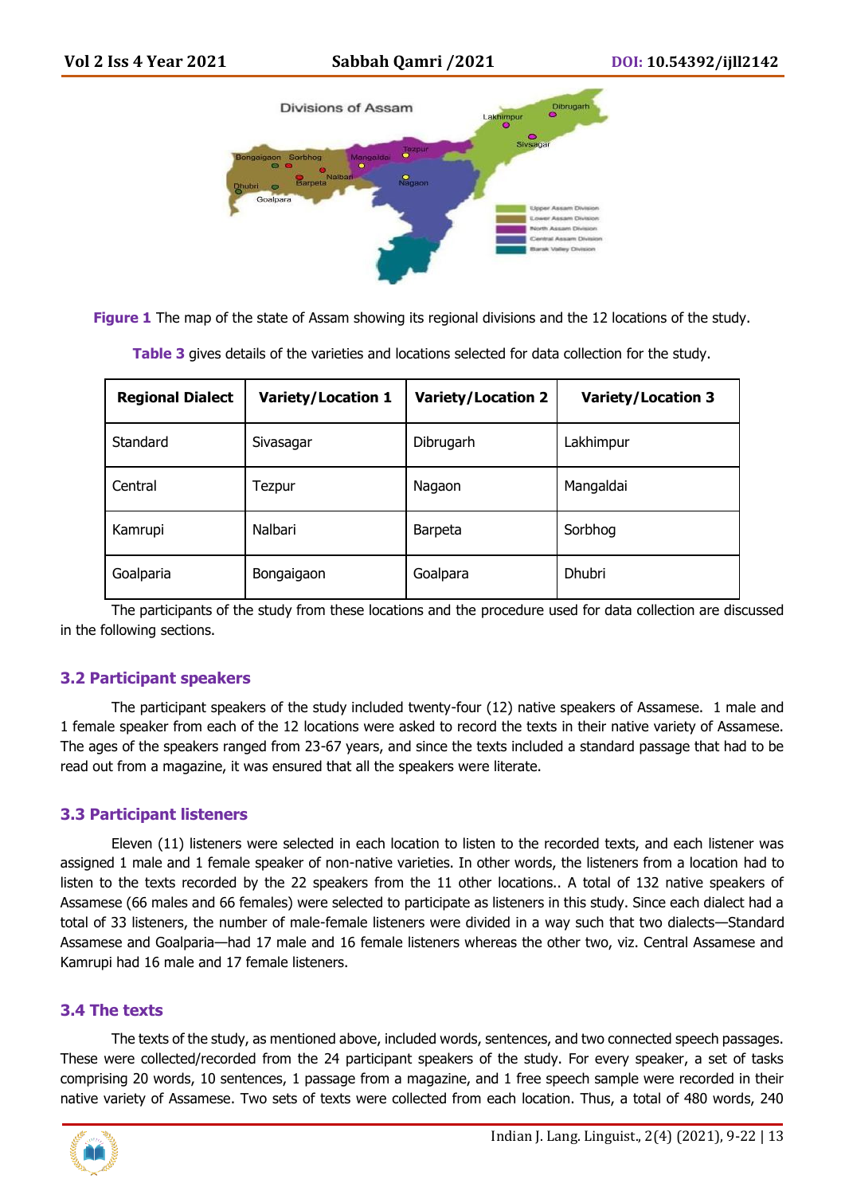**Figure 1** The map of the state of Assam showing its regional divisions and the 12 locations of the study.

**Table 3** gives details of the varieties and locations selected for data collection for the study.

| Regional Dialect | Variety/Location 1 | Variety/Location 2 | Variety/Location 3 |
|---|---|---|---|
| Standard | Sivasagar | Dibrugarh | Lakhimpur |
| Central | Tezpur | Nagaon | Mangaldai |
| Kamrupi | Nalbari | Barpeta | Sorbhog |
| Goalparia | Bongaigaon | Goalpara | Dhubri |

The participants of the study from these locations and the procedure used for data collection are discussed in the following sections.

### 3.2 Participant speakers

The participant speakers of the study included twenty-four (12) native speakers of Assamese. 1 male and 1 female speaker from each of the 12 locations were asked to record the texts in their native variety of Assamese. The ages of the speakers ranged from 23-67 years, and since the texts included a standard passage that had to be read out from a magazine, it was ensured that all the speakers were literate.

### 3.3 Participant listeners

Eleven (11) listeners were selected in each location to listen to the recorded texts, and each listener was assigned 1 male and 1 female speaker of non-native varieties. In other words, the listeners from a location had to listen to the texts recorded by the 22 speakers from the 11 other locations.. A total of 132 native speakers of Assamese (66 males and 66 females) were selected to participate as listeners in this study. Since each dialect had a total of 33 listeners, the number of male-female listeners were divided in a way such that two dialects—Standard Assamese and Goalparia—had 17 male and 16 female listeners whereas the other two, viz. Central Assamese and Kamrupi had 16 male and 17 female listeners.

### 3.4 The texts

The texts of the study, as mentioned above, included words, sentences, and two connected speech passages. These were collected/recorded from the 24 participant speakers of the study. For every speaker, a set of tasks comprising 20 words, 10 sentences, 1 passage from a magazine, and 1 free speech sample were recorded in their native variety of Assamese. Two sets of texts were collected from each location. Thus, a total of 480 words, 240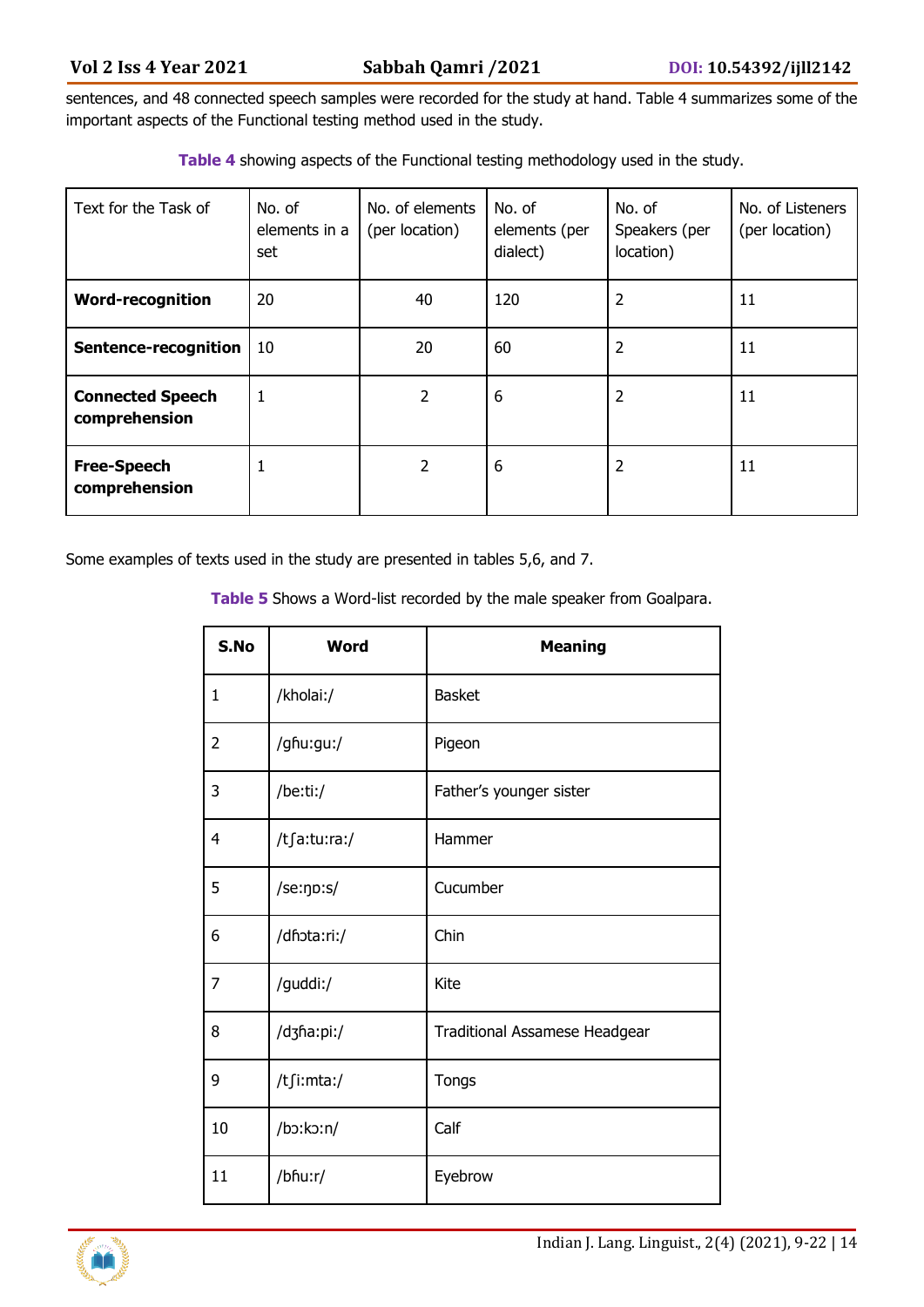sentences, and 48 connected speech samples were recorded for the study at hand. Table 4 summarizes some of the important aspects of the Functional testing method used in the study.

**Table 4** showing aspects of the Functional testing methodology used in the study.

| Text for the Task of | No. of elements in a set | No. of elements (per location) | No. of elements (per dialect) | No. of Speakers (per location) | No. of Listeners (per location) |
|---|---|---|---|---|---|
| **Word-recognition** | 20 | 40 | 120 | 2 | 11 |
| **Sentence-recognition** | 10 | 20 | 60 | 2 | 11 |
| **Connected Speech comprehension** | 1 | 2 | 6 | 2 | 11 |
| **Free-Speech comprehension** | 1 | 2 | 6 | 2 | 11 |

Some examples of texts used in the study are presented in tables 5,6, and 7.

**Table 5** Shows a Word-list recorded by the male speaker from Goalpara.

| S.No | Word | Meaning |
|---|---|---|
| 1 | /kholai:/ | Basket |
| 2 | /gɦu:gu:/ | Pigeon |
| 3 | /be:ti:/ | Father's younger sister |
| 4 | /tʃa:tu:ra:/ | Hammer |
| 5 | /se:ŋɒ:s/ | Cucumber |
| 6 | /dɦɔta:ri:/ | Chin |
| 7 | /guddi:/ | Kite |
| 8 | /dʒɦa:pi:/ | Traditional Assamese Headgear |
| 9 | /tʃi:mta:/ | Tongs |
| 10 | /bɔ:kɔ:n/ | Calf |
| 11 | /bɦu:r/ | Eyebrow |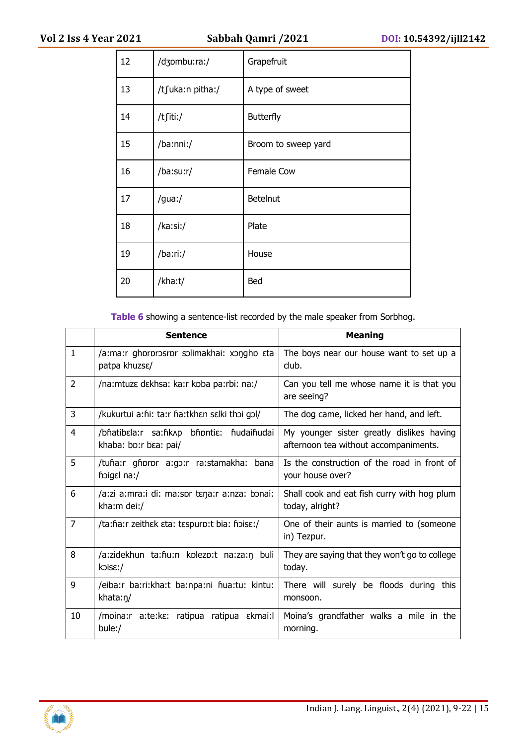| | | |
|---|---|---|
| 12 | /dʒɒmbu:ra:/ | Grapefruit |
| 13 | /tʃuka:n pitha:/ | A type of sweet |
| 14 | /tʃiti:/ | Butterfly |
| 15 | /ba:nni:/ | Broom to sweep yard |
| 16 | /ba:su:r/ | Female Cow |
| 17 | /gua:/ | Betelnut |
| 18 | /ka:si:/ | Plate |
| 19 | /ba:ri:/ | House |
| 20 | /kha:t/ | Bed |

**Table 6** showing a sentence-list recorded by the male speaker from Sorbhog.

| | Sentence | Meaning |
|---|---|---|
| 1 | /a:ma:r ghɒrɒrɔsrɒr sɔlimakhai: xɔŋghɒ ɛta patpa khuzsɛ/ | The boys near our house want to set up a club. |
| 2 | /na:mtuzɛ dɛkhsa: ka:r kɒba pa:rbi: na:/ | Can you tell me whose name it is that you are seeing? |
| 3 | /kukurtui a:ɦi: ta:r ɦa:tkhɛn sɛlki thɔi gɔl/ | The dog came, licked her hand, and left. |
| 4 | /bɦatibɛla:r sa:ɦkʌp bɦɒntiɛ: ɦudaiɦudai khaba: bɒ:r bɛa: pai/ | My younger sister greatly dislikes having afternoon tea without accompaniments. |
| 5 | /tuɦa:r gɦɒrɒr a:gɔ:r ra:stamakha: bana ɦɔigɛl na:/ | Is the construction of the road in front of your house over? |
| 6 | /a:zi a:mra:i di: ma:sɒr tɛŋa:r a:nza: bɔnai: kha:m dei:/ | Shall cook and eat fish curry with hog plum today, alright? |
| 7 | /ta:ɦa:r zeithɛk ɛta: tɛspurɒ:t bia: ɦɔisɛ:/ | One of their aunts is married to (someone in) Tezpur. |
| 8 | /a:zidekhun ta:ɦu:n kɒlezɒ:t na:za:ŋ buli kɔisɛ:/ | They are saying that they won't go to college today. |
| 9 | /eiba:r ba:ri:kha:t ba:npa:ni ɦua:tu: kintu: khata:ŋ/ | There will surely be floods during this monsoon. |
| 10 | /moina:r a:te:kɛ: ratipua ratipua ɛkmai:l bule:/ | Moina's grandfather walks a mile in the morning. |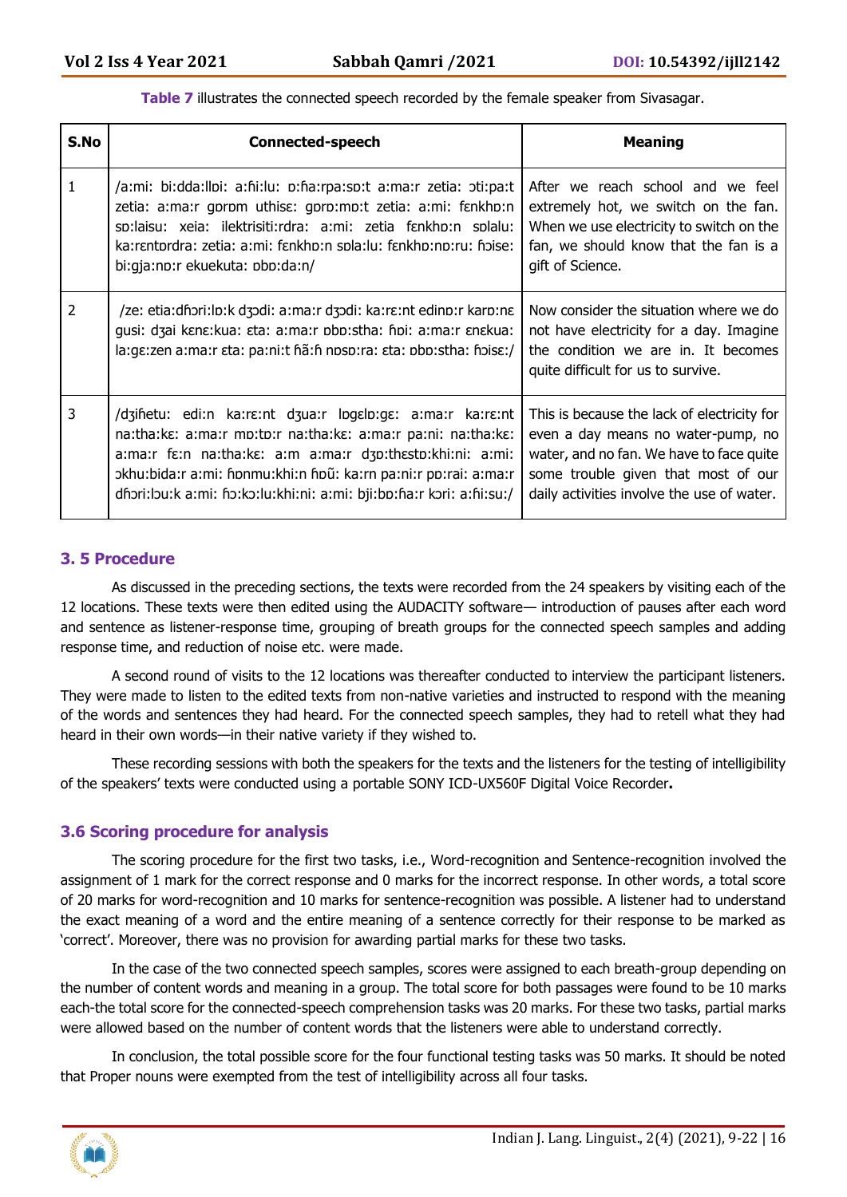**Table 7** illustrates the connected speech recorded by the female speaker from Sivasagar.

| S.No | Connected-speech | Meaning |
|---|---|---|
| 1 | /a:mi: bi:dda:llɒi: a:ɦi:lu: ɒ:ɦa:rpa:sɒ:t a:ma:r zetia: ɔti:pa:t zetia: a:ma:r gɒrɒm uthisɛ: gɒrɒ:mɒ:t zetia: a:mi: fɛnkhɒ:n sɒ:laisu: xeia: ilektrisiti:rdra: a:mi: zetia fɛnkhɒ:n sɒlalu: ka:rɛntɒrdra: zetia: a:mi: fɛnkhɒ:n sɒla:lu: fɛnkhɒ:nɒ:ru: ɦɔise: bi:gja:nɒ:r ekuekuta: ɒbɒ:da:n/ | After we reach school and we feel extremely hot, we switch on the fan. When we use electricity to switch on the fan, we should know that the fan is a gift of Science. |
| 2 | /ze: etia:dɦɔri:lɒ:k dʒɔdi: a:ma:r dʒɔdi: ka:rɛ:nt edinɒ:r karɒ:nɛ gusi: dʒai kɛnɛ:kua: ɛta: a:ma:r ɒbɒ:stha: ɦɒi: a:ma:r ɛnɛkua: la:gɛ:zen a:ma:r ɛta: pa:ni:t ɦã:ɦ nɒsɒ:ra: ɛta: ɒbɒ:stha: ɦɔisɛ:/ | Now consider the situation where we do not have electricity for a day. Imagine the condition we are in. It becomes quite difficult for us to survive. |
| 3 | /dʒiɦetu: edi:n ka:rɛ:nt dʒua:r lɒgɛlɒ:gɛ: a:ma:r ka:rɛ:nt na:tha:kɛ: a:ma:r mɒ:tɒ:r na:tha:kɛ: a:ma:r pa:ni: na:tha:kɛ: a:ma:r fɛ:n na:tha:kɛ: a:m a:ma:r dʒɒ:thɛstɒ:khi:ni: a:mi: ɔkhu:bida:r a:mi: ɦɒnmu:khi:n ɦɒũ: ka:rn pa:ni:r pɒ:rai: a:ma:r dɦɔri:lɔu:k a:mi: ɦɔ:kɔ:lu:khi:ni: a:mi: bji:bɒ:ɦa:r kɔri: a:ɦi:su:/ | This is because the lack of electricity for even a day means no water-pump, no water, and no fan. We have to face quite some trouble given that most of our daily activities involve the use of water. |

### 3. 5 Procedure

As discussed in the preceding sections, the texts were recorded from the 24 speakers by visiting each of the 12 locations. These texts were then edited using the AUDACITY software— introduction of pauses after each word and sentence as listener-response time, grouping of breath groups for the connected speech samples and adding response time, and reduction of noise etc. were made.

A second round of visits to the 12 locations was thereafter conducted to interview the participant listeners. They were made to listen to the edited texts from non-native varieties and instructed to respond with the meaning of the words and sentences they had heard. For the connected speech samples, they had to retell what they had heard in their own words—in their native variety if they wished to.

These recording sessions with both the speakers for the texts and the listeners for the testing of intelligibility of the speakers' texts were conducted using a portable SONY ICD-UX560F Digital Voice Recorder**.**

### 3.6 Scoring procedure for analysis

The scoring procedure for the first two tasks, i.e., Word-recognition and Sentence-recognition involved the assignment of 1 mark for the correct response and 0 marks for the incorrect response. In other words, a total score of 20 marks for word-recognition and 10 marks for sentence-recognition was possible. A listener had to understand the exact meaning of a word and the entire meaning of a sentence correctly for their response to be marked as 'correct'. Moreover, there was no provision for awarding partial marks for these two tasks.

In the case of the two connected speech samples, scores were assigned to each breath-group depending on the number of content words and meaning in a group. The total score for both passages were found to be 10 marks each-the total score for the connected-speech comprehension tasks was 20 marks. For these two tasks, partial marks were allowed based on the number of content words that the listeners were able to understand correctly.

In conclusion, the total possible score for the four functional testing tasks was 50 marks. It should be noted that Proper nouns were exempted from the test of intelligibility across all four tasks.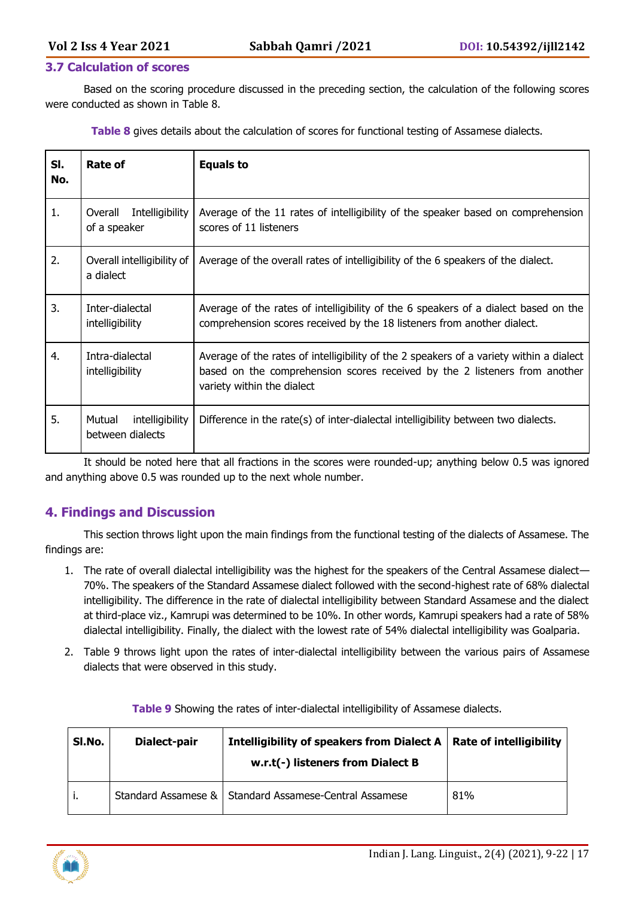### 3.7 Calculation of scores

Based on the scoring procedure discussed in the preceding section, the calculation of the following scores were conducted as shown in Table 8.

**Table 8** gives details about the calculation of scores for functional testing of Assamese dialects.

| Sl. No. | Rate of | Equals to |
|---|---|---|
| 1. | Overall Intelligibility of a speaker | Average of the 11 rates of intelligibility of the speaker based on comprehension scores of 11 listeners |
| 2. | Overall intelligibility of a dialect | Average of the overall rates of intelligibility of the 6 speakers of the dialect. |
| 3. | Inter-dialectal intelligibility | Average of the rates of intelligibility of the 6 speakers of a dialect based on the comprehension scores received by the 18 listeners from another dialect. |
| 4. | Intra-dialectal intelligibility | Average of the rates of intelligibility of the 2 speakers of a variety within a dialect based on the comprehension scores received by the 2 listeners from another variety within the dialect |
| 5. | Mutual intelligibility between dialects | Difference in the rate(s) of inter-dialectal intelligibility between two dialects. |

It should be noted here that all fractions in the scores were rounded-up; anything below 0.5 was ignored and anything above 0.5 was rounded up to the next whole number.

## 4. Findings and Discussion

This section throws light upon the main findings from the functional testing of the dialects of Assamese. The findings are:

1. The rate of overall dialectal intelligibility was the highest for the speakers of the Central Assamese dialect—70%. The speakers of the Standard Assamese dialect followed with the second-highest rate of 68% dialectal intelligibility. The difference in the rate of dialectal intelligibility between Standard Assamese and the dialect at third-place viz., Kamrupi was determined to be 10%. In other words, Kamrupi speakers had a rate of 58% dialectal intelligibility. Finally, the dialect with the lowest rate of 54% dialectal intelligibility was Goalparia.
2. Table 9 throws light upon the rates of inter-dialectal intelligibility between the various pairs of Assamese dialects that were observed in this study.

**Table 9** Showing the rates of inter-dialectal intelligibility of Assamese dialects.

| Sl.No. | Dialect-pair | Intelligibility of speakers from Dialect A w.r.t(-) listeners from Dialect B | Rate of intelligibility |
|---|---|---|---|
| i. | Standard Assamese & | Standard Assamese-Central Assamese | 81% |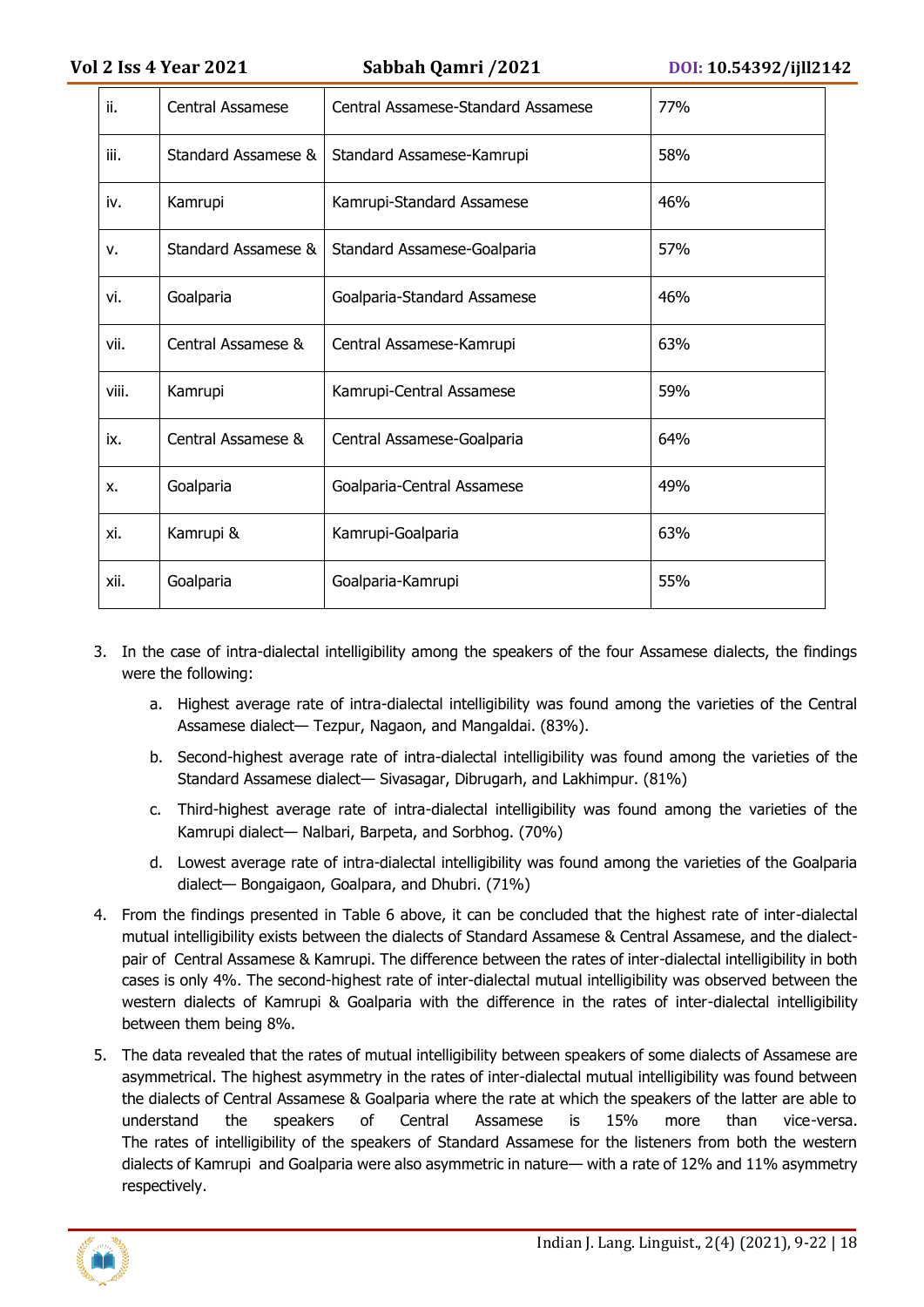| | | | |
|---|---|---|---|
| ii. | Central Assamese | Central Assamese-Standard Assamese | 77% |
| iii. | Standard Assamese & | Standard Assamese-Kamrupi | 58% |
| iv. | Kamrupi | Kamrupi-Standard Assamese | 46% |
| v. | Standard Assamese & | Standard Assamese-Goalparia | 57% |
| vi. | Goalparia | Goalparia-Standard Assamese | 46% |
| vii. | Central Assamese & | Central Assamese-Kamrupi | 63% |
| viii. | Kamrupi | Kamrupi-Central Assamese | 59% |
| ix. | Central Assamese & | Central Assamese-Goalparia | 64% |
| x. | Goalparia | Goalparia-Central Assamese | 49% |
| xi. | Kamrupi & | Kamrupi-Goalparia | 63% |
| xii. | Goalparia | Goalparia-Kamrupi | 55% |

3. In the case of intra-dialectal intelligibility among the speakers of the four Assamese dialects, the findings were the following:
    a. Highest average rate of intra-dialectal intelligibility was found among the varieties of the Central Assamese dialect— Tezpur, Nagaon, and Mangaldai. (83%).
    b. Second-highest average rate of intra-dialectal intelligibility was found among the varieties of the Standard Assamese dialect— Sivasagar, Dibrugarh, and Lakhimpur. (81%)
    c. Third-highest average rate of intra-dialectal intelligibility was found among the varieties of the Kamrupi dialect— Nalbari, Barpeta, and Sorbhog. (70%)
    d. Lowest average rate of intra-dialectal intelligibility was found among the varieties of the Goalparia dialect— Bongaigaon, Goalpara, and Dhubri. (71%)
4. From the findings presented in Table 6 above, it can be concluded that the highest rate of inter-dialectal mutual intelligibility exists between the dialects of Standard Assamese & Central Assamese, and the dialect-pair of Central Assamese & Kamrupi. The difference between the rates of inter-dialectal intelligibility in both cases is only 4%. The second-highest rate of inter-dialectal mutual intelligibility was observed between the western dialects of Kamrupi & Goalparia with the difference in the rates of inter-dialectal intelligibility between them being 8%.
5. The data revealed that the rates of mutual intelligibility between speakers of some dialects of Assamese are asymmetrical. The highest asymmetry in the rates of inter-dialectal mutual intelligibility was found between the dialects of Central Assamese & Goalparia where the rate at which the speakers of the latter are able to understand the speakers of Central Assamese is 15% more than vice-versa. The rates of intelligibility of the speakers of Standard Assamese for the listeners from both the western dialects of Kamrupi and Goalparia were also asymmetric in nature— with a rate of 12% and 11% asymmetry respectively.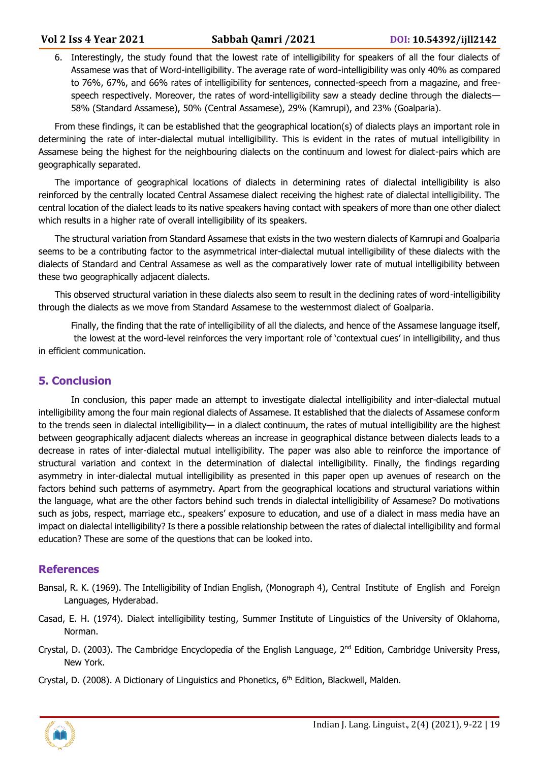6. Interestingly, the study found that the lowest rate of intelligibility for speakers of all the four dialects of Assamese was that of Word-intelligibility. The average rate of word-intelligibility was only 40% as compared to 76%, 67%, and 66% rates of intelligibility for sentences, connected-speech from a magazine, and free-speech respectively. Moreover, the rates of word-intelligibility saw a steady decline through the dialects— 58% (Standard Assamese), 50% (Central Assamese), 29% (Kamrupi), and 23% (Goalparia).

From these findings, it can be established that the geographical location(s) of dialects plays an important role in determining the rate of inter-dialectal mutual intelligibility. This is evident in the rates of mutual intelligibility in Assamese being the highest for the neighbouring dialects on the continuum and lowest for dialect-pairs which are geographically separated.

The importance of geographical locations of dialects in determining rates of dialectal intelligibility is also reinforced by the centrally located Central Assamese dialect receiving the highest rate of dialectal intelligibility. The central location of the dialect leads to its native speakers having contact with speakers of more than one other dialect which results in a higher rate of overall intelligibility of its speakers.

The structural variation from Standard Assamese that exists in the two western dialects of Kamrupi and Goalparia seems to be a contributing factor to the asymmetrical inter-dialectal mutual intelligibility of these dialects with the dialects of Standard and Central Assamese as well as the comparatively lower rate of mutual intelligibility between these two geographically adjacent dialects.

This observed structural variation in these dialects also seem to result in the declining rates of word-intelligibility through the dialects as we move from Standard Assamese to the westernmost dialect of Goalparia.

Finally, the finding that the rate of intelligibility of all the dialects, and hence of the Assamese language itself, the lowest at the word-level reinforces the very important role of 'contextual cues' in intelligibility, and thus in efficient communication.

## 5. Conclusion

In conclusion, this paper made an attempt to investigate dialectal intelligibility and inter-dialectal mutual intelligibility among the four main regional dialects of Assamese. It established that the dialects of Assamese conform to the trends seen in dialectal intelligibility— in a dialect continuum, the rates of mutual intelligibility are the highest between geographically adjacent dialects whereas an increase in geographical distance between dialects leads to a decrease in rates of inter-dialectal mutual intelligibility. The paper was also able to reinforce the importance of structural variation and context in the determination of dialectal intelligibility. Finally, the findings regarding asymmetry in inter-dialectal mutual intelligibility as presented in this paper open up avenues of research on the factors behind such patterns of asymmetry. Apart from the geographical locations and structural variations within the language, what are the other factors behind such trends in dialectal intelligibility of Assamese? Do motivations such as jobs, respect, marriage etc., speakers' exposure to education, and use of a dialect in mass media have an impact on dialectal intelligibility? Is there a possible relationship between the rates of dialectal intelligibility and formal education? These are some of the questions that can be looked into.

## References

Bansal, R. K. (1969). The Intelligibility of Indian English, (Monograph 4), Central Institute of English and Foreign Languages, Hyderabad.

Casad, E. H. (1974). Dialect intelligibility testing, Summer Institute of Linguistics of the University of Oklahoma, Norman.

Crystal, D. (2003). The Cambridge Encyclopedia of the English Language*,* 2nd Edition, Cambridge University Press, New York.

Crystal, D. (2008). A Dictionary of Linguistics and Phonetics, 6th Edition, Blackwell, Malden.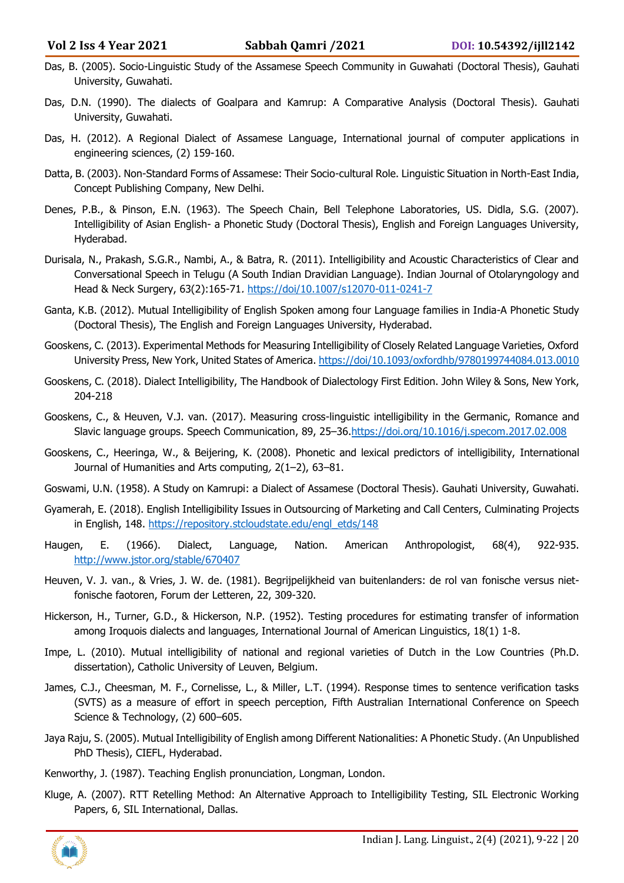Das, B. (2005). Socio-Linguistic Study of the Assamese Speech Community in Guwahati (Doctoral Thesis), Gauhati University, Guwahati.

Das, D.N. (1990). The dialects of Goalpara and Kamrup: A Comparative Analysis (Doctoral Thesis). Gauhati University, Guwahati.

Das, H. (2012). A Regional Dialect of Assamese Language, International journal of computer applications in engineering sciences, (2) 159-160.

Datta, B. (2003). Non-Standard Forms of Assamese: Their Socio-cultural Role. Linguistic Situation in North-East India, Concept Publishing Company, New Delhi.

Denes, P.B., & Pinson, E.N. (1963). The Speech Chain, Bell Telephone Laboratories, US. Didla, S.G. (2007). Intelligibility of Asian English- a Phonetic Study (Doctoral Thesis), English and Foreign Languages University, Hyderabad.

Durisala, N., Prakash, S.G.R., Nambi, A., & Batra, R. (2011). Intelligibility and Acoustic Characteristics of Clear and Conversational Speech in Telugu (A South Indian Dravidian Language). Indian Journal of Otolaryngology and Head & Neck Surgery, 63(2):165-71. https://doi/10.1007/s12070-011-0241-7

Ganta, K.B. (2012). Mutual Intelligibility of English Spoken among four Language families in India-A Phonetic Study (Doctoral Thesis), The English and Foreign Languages University, Hyderabad.

Gooskens, C. (2013). Experimental Methods for Measuring Intelligibility of Closely Related Language Varieties, Oxford University Press, New York, United States of America. https://doi/10.1093/oxfordhb/9780199744084.013.0010

Gooskens, C. (2018). Dialect Intelligibility, The Handbook of Dialectology First Edition. John Wiley & Sons, New York, 204-218

Gooskens, C., & Heuven, V.J. van. (2017). Measuring cross-linguistic intelligibility in the Germanic, Romance and Slavic language groups. Speech Communication, 89, 25–36.https://doi.org/10.1016/j.specom.2017.02.008

Gooskens, C., Heeringa, W., & Beijering, K. (2008). Phonetic and lexical predictors of intelligibility, International Journal of Humanities and Arts computing, 2(1–2), 63–81.

Goswami, U.N. (1958). A Study on Kamrupi: a Dialect of Assamese (Doctoral Thesis). Gauhati University, Guwahati.

Gyamerah, E. (2018). English Intelligibility Issues in Outsourcing of Marketing and Call Centers, Culminating Projects in English, 148. https://repository.stcloudstate.edu/engl_etds/148

Haugen, E. (1966). Dialect, Language, Nation. American Anthropologist, 68(4), 922-935. http://www.jstor.org/stable/670407

Heuven, V. J. van., & Vries, J. W. de. (1981). Begrijpelijkheid van buitenlanders: de rol van fonische versus niet-fonische faotoren, Forum der Letteren, 22, 309-320.

Hickerson, H., Turner, G.D., & Hickerson, N.P. (1952). Testing procedures for estimating transfer of information among Iroquois dialects and languages, International Journal of American Linguistics, 18(1) 1-8.

Impe, L. (2010). Mutual intelligibility of national and regional varieties of Dutch in the Low Countries (Ph.D. dissertation), Catholic University of Leuven, Belgium.

James, C.J., Cheesman, M. F., Cornelisse, L., & Miller, L.T. (1994). Response times to sentence verification tasks (SVTS) as a measure of effort in speech perception, Fifth Australian International Conference on Speech Science & Technology, (2) 600–605.

Jaya Raju, S. (2005). Mutual Intelligibility of English among Different Nationalities: A Phonetic Study. (An Unpublished PhD Thesis), CIEFL, Hyderabad.

Kenworthy, J. (1987). Teaching English pronunciation, Longman, London.

Kluge, A. (2007). RTT Retelling Method: An Alternative Approach to Intelligibility Testing, SIL Electronic Working Papers, 6, SIL International, Dallas.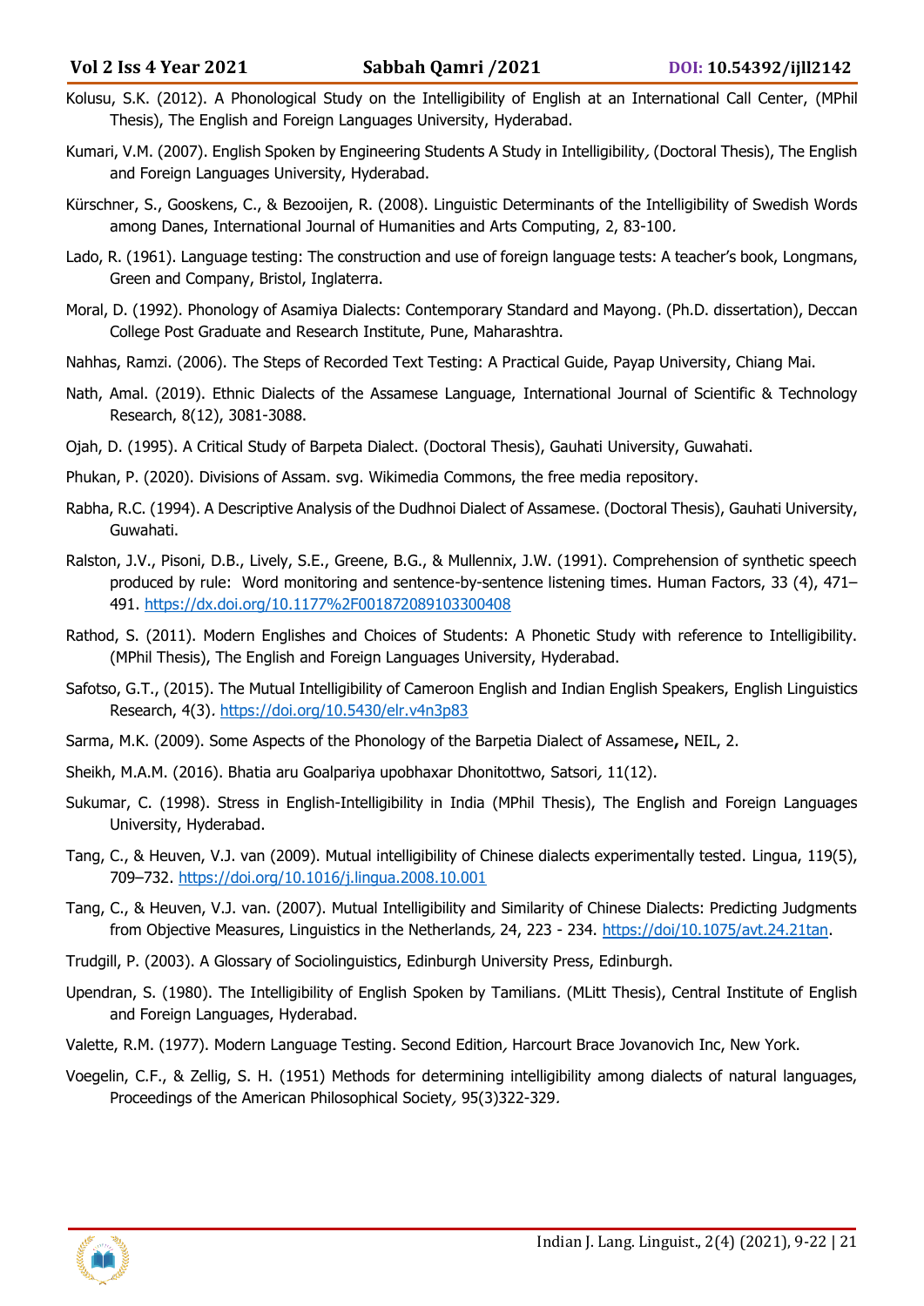Kolusu, S.K. (2012). A Phonological Study on the Intelligibility of English at an International Call Center, (MPhil Thesis), The English and Foreign Languages University, Hyderabad.

Kumari, V.M. (2007). English Spoken by Engineering Students A Study in Intelligibility, (Doctoral Thesis), The English and Foreign Languages University, Hyderabad.

Kürschner, S., Gooskens, C., & Bezooijen, R. (2008). Linguistic Determinants of the Intelligibility of Swedish Words among Danes, International Journal of Humanities and Arts Computing, 2, 83-100.

Lado, R. (1961). Language testing: The construction and use of foreign language tests: A teacher's book, Longmans, Green and Company, Bristol, Inglaterra.

Moral, D. (1992). Phonology of Asamiya Dialects: Contemporary Standard and Mayong. (Ph.D. dissertation), Deccan College Post Graduate and Research Institute, Pune, Maharashtra.

Nahhas, Ramzi. (2006). The Steps of Recorded Text Testing: A Practical Guide, Payap University, Chiang Mai.

Nath, Amal. (2019). Ethnic Dialects of the Assamese Language, International Journal of Scientific & Technology Research, 8(12), 3081-3088.

Ojah, D. (1995). A Critical Study of Barpeta Dialect. (Doctoral Thesis), Gauhati University, Guwahati.

Phukan, P. (2020). Divisions of Assam. svg. Wikimedia Commons, the free media repository.

Rabha, R.C. (1994). A Descriptive Analysis of the Dudhnoi Dialect of Assamese. (Doctoral Thesis), Gauhati University, Guwahati.

Ralston, J.V., Pisoni, D.B., Lively, S.E., Greene, B.G., & Mullennix, J.W. (1991). Comprehension of synthetic speech produced by rule: Word monitoring and sentence-by-sentence listening times. Human Factors, 33 (4), 471–491. https://dx.doi.org/10.1177%2F001872089103300408

Rathod, S. (2011). Modern Englishes and Choices of Students: A Phonetic Study with reference to Intelligibility. (MPhil Thesis), The English and Foreign Languages University, Hyderabad.

Safotso, G.T., (2015). The Mutual Intelligibility of Cameroon English and Indian English Speakers, English Linguistics Research, 4(3). https://doi.org/10.5430/elr.v4n3p83

Sarma, M.K. (2009). Some Aspects of the Phonology of the Barpetia Dialect of Assamese**,** NEIL, 2.

Sheikh, M.A.M. (2016). Bhatia aru Goalpariya upobhaxar Dhonitottwo, Satsori, 11(12).

Sukumar, C. (1998). Stress in English-Intelligibility in India (MPhil Thesis), The English and Foreign Languages University, Hyderabad.

Tang, C., & Heuven, V.J. van (2009). Mutual intelligibility of Chinese dialects experimentally tested. Lingua, 119(5), 709–732. https://doi.org/10.1016/j.lingua.2008.10.001

Tang, C., & Heuven, V.J. van. (2007). Mutual Intelligibility and Similarity of Chinese Dialects: Predicting Judgments from Objective Measures, Linguistics in the Netherlands, 24, 223 - 234. https://doi/10.1075/avt.24.21tan.

Trudgill, P. (2003). A Glossary of Sociolinguistics, Edinburgh University Press, Edinburgh.

Upendran, S. (1980). The Intelligibility of English Spoken by Tamilians. (MLitt Thesis), Central Institute of English and Foreign Languages, Hyderabad.

Valette, R.M. (1977). Modern Language Testing. Second Edition, Harcourt Brace Jovanovich Inc, New York.

Voegelin, C.F., & Zellig, S. H. (1951) Methods for determining intelligibility among dialects of natural languages, Proceedings of the American Philosophical Society, 95(3)322-329.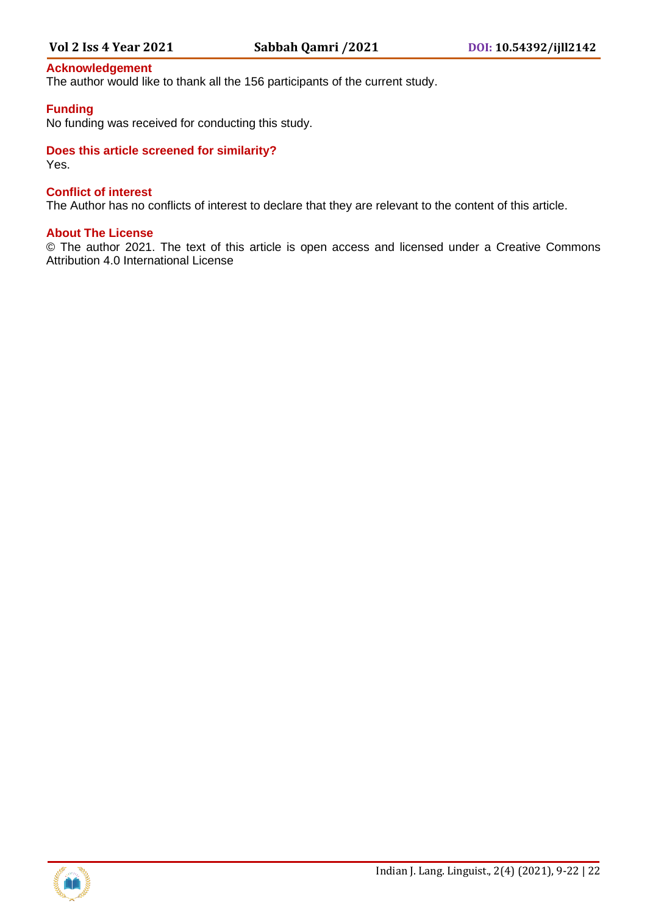## Acknowledgement

The author would like to thank all the 156 participants of the current study.

## Funding

No funding was received for conducting this study.

## Does this article screened for similarity?

Yes.

## Conflict of interest

The Author has no conflicts of interest to declare that they are relevant to the content of this article.

## About The License

© The author 2021. The text of this article is open access and licensed under a Creative Commons Attribution 4.0 International License